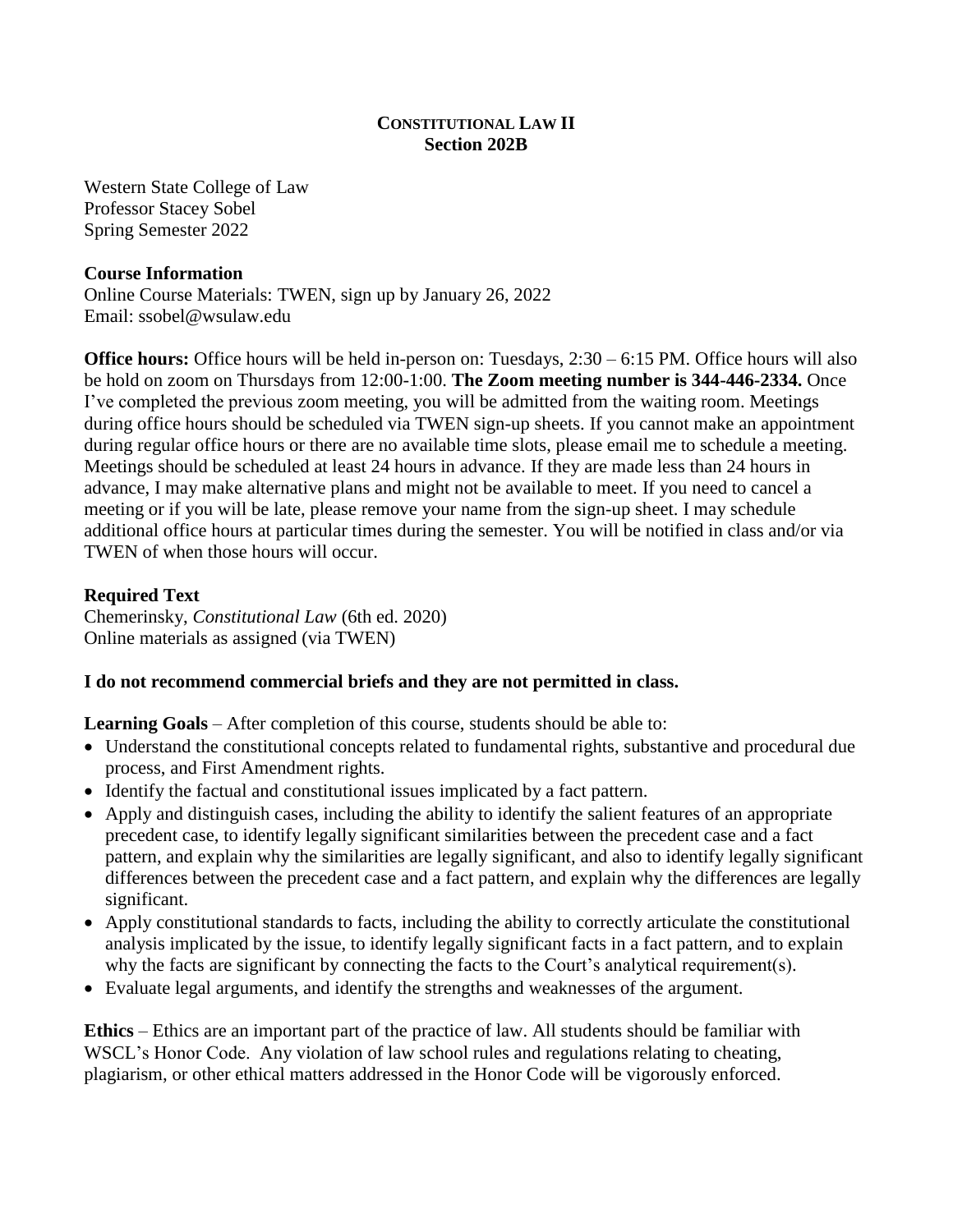**CONSTITUTIONAL LAW II**
**Section 202B**

Western State College of Law
Professor Stacey Sobel
Spring Semester 2022

**Course Information**
Online Course Materials: TWEN, sign up by January 26, 2022
Email: ssobel@wsulaw.edu

**Office hours:** Office hours will be held in-person on: Tuesdays, 2:30 – 6:15 PM. Office hours will also be hold on zoom on Thursdays from 12:00-1:00. **The Zoom meeting number is 344-446-2334.** Once I've completed the previous zoom meeting, you will be admitted from the waiting room. Meetings during office hours should be scheduled via TWEN sign-up sheets. If you cannot make an appointment during regular office hours or there are no available time slots, please email me to schedule a meeting. Meetings should be scheduled at least 24 hours in advance. If they are made less than 24 hours in advance, I may make alternative plans and might not be available to meet. If you need to cancel a meeting or if you will be late, please remove your name from the sign-up sheet. I may schedule additional office hours at particular times during the semester. You will be notified in class and/or via TWEN of when those hours will occur.

**Required Text**
Chemerinsky, *Constitutional Law* (6th ed. 2020)
Online materials as assigned (via TWEN)

**I do not recommend commercial briefs and they are not permitted in class.**

**Learning Goals** – After completion of this course, students should be able to:

- Understand the constitutional concepts related to fundamental rights, substantive and procedural due process, and First Amendment rights.
- Identify the factual and constitutional issues implicated by a fact pattern.
- Apply and distinguish cases, including the ability to identify the salient features of an appropriate precedent case, to identify legally significant similarities between the precedent case and a fact pattern, and explain why the similarities are legally significant, and also to identify legally significant differences between the precedent case and a fact pattern, and explain why the differences are legally significant.
- Apply constitutional standards to facts, including the ability to correctly articulate the constitutional analysis implicated by the issue, to identify legally significant facts in a fact pattern, and to explain why the facts are significant by connecting the facts to the Court's analytical requirement(s).
- Evaluate legal arguments, and identify the strengths and weaknesses of the argument.

**Ethics** – Ethics are an important part of the practice of law. All students should be familiar with WSCL's Honor Code. Any violation of law school rules and regulations relating to cheating, plagiarism, or other ethical matters addressed in the Honor Code will be vigorously enforced.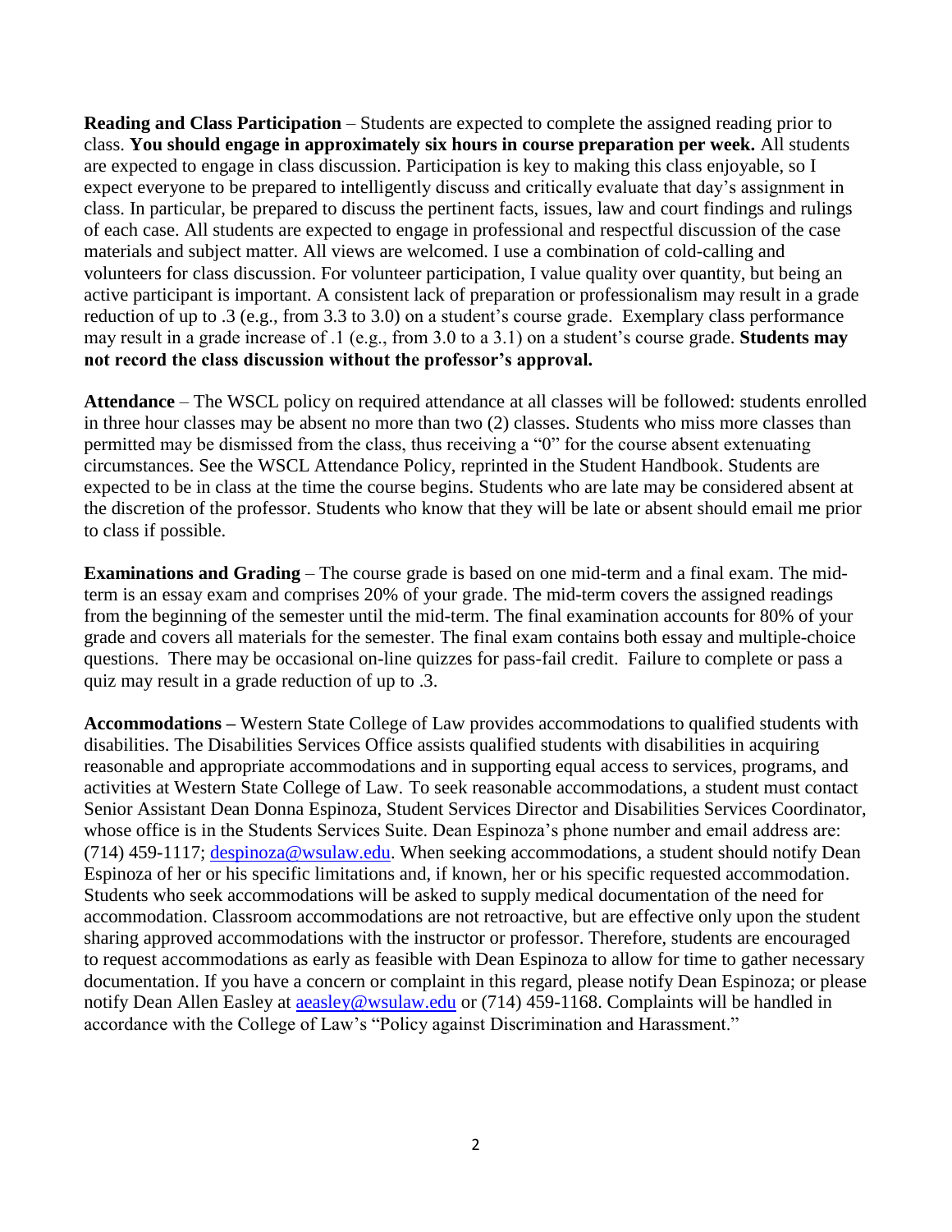**Reading and Class Participation** – Students are expected to complete the assigned reading prior to class. **You should engage in approximately six hours in course preparation per week.** All students are expected to engage in class discussion. Participation is key to making this class enjoyable, so I expect everyone to be prepared to intelligently discuss and critically evaluate that day's assignment in class. In particular, be prepared to discuss the pertinent facts, issues, law and court findings and rulings of each case. All students are expected to engage in professional and respectful discussion of the case materials and subject matter. All views are welcomed. I use a combination of cold-calling and volunteers for class discussion. For volunteer participation, I value quality over quantity, but being an active participant is important. A consistent lack of preparation or professionalism may result in a grade reduction of up to .3 (e.g., from 3.3 to 3.0) on a student's course grade. Exemplary class performance may result in a grade increase of .1 (e.g., from 3.0 to a 3.1) on a student's course grade. **Students may not record the class discussion without the professor's approval.**

**Attendance** – The WSCL policy on required attendance at all classes will be followed: students enrolled in three hour classes may be absent no more than two (2) classes. Students who miss more classes than permitted may be dismissed from the class, thus receiving a "0" for the course absent extenuating circumstances. See the WSCL Attendance Policy, reprinted in the Student Handbook. Students are expected to be in class at the time the course begins. Students who are late may be considered absent at the discretion of the professor. Students who know that they will be late or absent should email me prior to class if possible.

**Examinations and Grading** – The course grade is based on one mid-term and a final exam. The mid-term is an essay exam and comprises 20% of your grade. The mid-term covers the assigned readings from the beginning of the semester until the mid-term. The final examination accounts for 80% of your grade and covers all materials for the semester. The final exam contains both essay and multiple-choice questions. There may be occasional on-line quizzes for pass-fail credit. Failure to complete or pass a quiz may result in a grade reduction of up to .3.

**Accommodations –** Western State College of Law provides accommodations to qualified students with disabilities. The Disabilities Services Office assists qualified students with disabilities in acquiring reasonable and appropriate accommodations and in supporting equal access to services, programs, and activities at Western State College of Law. To seek reasonable accommodations, a student must contact Senior Assistant Dean Donna Espinoza, Student Services Director and Disabilities Services Coordinator, whose office is in the Students Services Suite. Dean Espinoza's phone number and email address are: (714) 459-1117; despinoza@wsulaw.edu. When seeking accommodations, a student should notify Dean Espinoza of her or his specific limitations and, if known, her or his specific requested accommodation. Students who seek accommodations will be asked to supply medical documentation of the need for accommodation. Classroom accommodations are not retroactive, but are effective only upon the student sharing approved accommodations with the instructor or professor. Therefore, students are encouraged to request accommodations as early as feasible with Dean Espinoza to allow for time to gather necessary documentation. If you have a concern or complaint in this regard, please notify Dean Espinoza; or please notify Dean Allen Easley at aeasley@wsulaw.edu or (714) 459-1168. Complaints will be handled in accordance with the College of Law's "Policy against Discrimination and Harassment."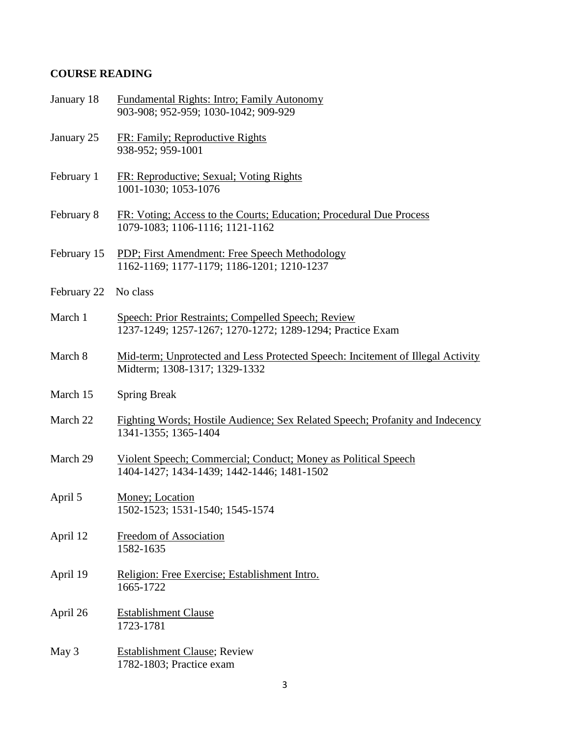## COURSE READING

| Date | Topic / Reading |
| --- | --- |
| January 18 | Fundamental Rights: Intro; Family Autonomy<br>903-908; 952-959; 1030-1042; 909-929 |
| January 25 | FR: Family; Reproductive Rights<br>938-952; 959-1001 |
| February 1 | FR: Reproductive; Sexual; Voting Rights<br>1001-1030; 1053-1076 |
| February 8 | FR: Voting; Access to the Courts; Education; Procedural Due Process<br>1079-1083; 1106-1116; 1121-1162 |
| February 15 | PDP; First Amendment: Free Speech Methodology<br>1162-1169; 1177-1179; 1186-1201; 1210-1237 |
| February 22 | No class |
| March 1 | Speech: Prior Restraints; Compelled Speech; Review<br>1237-1249; 1257-1267; 1270-1272; 1289-1294; Practice Exam |
| March 8 | Mid-term; Unprotected and Less Protected Speech: Incitement of Illegal Activity<br>Midterm; 1308-1317; 1329-1332 |
| March 15 | Spring Break |
| March 22 | Fighting Words; Hostile Audience; Sex Related Speech; Profanity and Indecency<br>1341-1355; 1365-1404 |
| March 29 | Violent Speech; Commercial; Conduct; Money as Political Speech<br>1404-1427; 1434-1439; 1442-1446; 1481-1502 |
| April 5 | Money; Location<br>1502-1523; 1531-1540; 1545-1574 |
| April 12 | Freedom of Association<br>1582-1635 |
| April 19 | Religion: Free Exercise; Establishment Intro.<br>1665-1722 |
| April 26 | Establishment Clause<br>1723-1781 |
| May 3 | Establishment Clause; Review<br>1782-1803; Practice exam |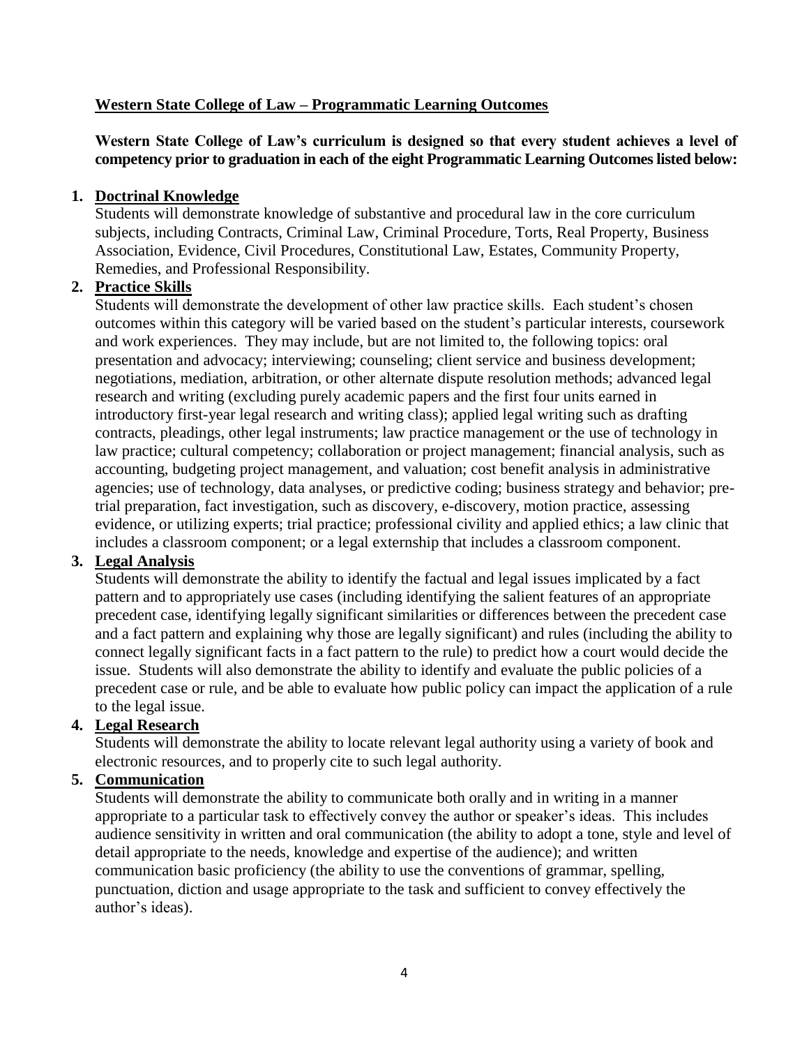## Western State College of Law – Programmatic Learning Outcomes

**Western State College of Law's curriculum is designed so that every student achieves a level of competency prior to graduation in each of the eight Programmatic Learning Outcomes listed below:**

1. **Doctrinal Knowledge**
   Students will demonstrate knowledge of substantive and procedural law in the core curriculum subjects, including Contracts, Criminal Law, Criminal Procedure, Torts, Real Property, Business Association, Evidence, Civil Procedures, Constitutional Law, Estates, Community Property, Remedies, and Professional Responsibility.

2. **Practice Skills**
   Students will demonstrate the development of other law practice skills. Each student's chosen outcomes within this category will be varied based on the student's particular interests, coursework and work experiences. They may include, but are not limited to, the following topics: oral presentation and advocacy; interviewing; counseling; client service and business development; negotiations, mediation, arbitration, or other alternate dispute resolution methods; advanced legal research and writing (excluding purely academic papers and the first four units earned in introductory first-year legal research and writing class); applied legal writing such as drafting contracts, pleadings, other legal instruments; law practice management or the use of technology in law practice; cultural competency; collaboration or project management; financial analysis, such as accounting, budgeting project management, and valuation; cost benefit analysis in administrative agencies; use of technology, data analyses, or predictive coding; business strategy and behavior; pre-trial preparation, fact investigation, such as discovery, e-discovery, motion practice, assessing evidence, or utilizing experts; trial practice; professional civility and applied ethics; a law clinic that includes a classroom component; or a legal externship that includes a classroom component.

3. **Legal Analysis**
   Students will demonstrate the ability to identify the factual and legal issues implicated by a fact pattern and to appropriately use cases (including identifying the salient features of an appropriate precedent case, identifying legally significant similarities or differences between the precedent case and a fact pattern and explaining why those are legally significant) and rules (including the ability to connect legally significant facts in a fact pattern to the rule) to predict how a court would decide the issue. Students will also demonstrate the ability to identify and evaluate the public policies of a precedent case or rule, and be able to evaluate how public policy can impact the application of a rule to the legal issue.

4. **Legal Research**
   Students will demonstrate the ability to locate relevant legal authority using a variety of book and electronic resources, and to properly cite to such legal authority.

5. **Communication**
   Students will demonstrate the ability to communicate both orally and in writing in a manner appropriate to a particular task to effectively convey the author or speaker's ideas. This includes audience sensitivity in written and oral communication (the ability to adopt a tone, style and level of detail appropriate to the needs, knowledge and expertise of the audience); and written communication basic proficiency (the ability to use the conventions of grammar, spelling, punctuation, diction and usage appropriate to the task and sufficient to convey effectively the author's ideas).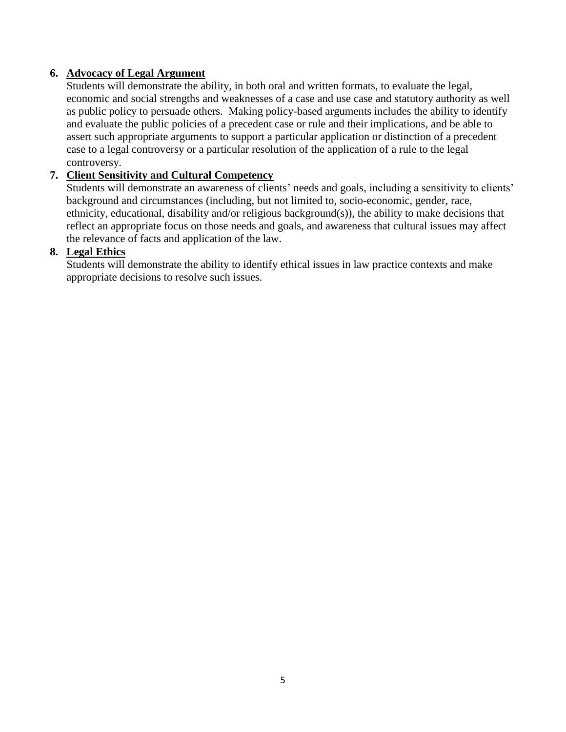6. **Advocacy of Legal Argument**
   Students will demonstrate the ability, in both oral and written formats, to evaluate the legal, economic and social strengths and weaknesses of a case and use case and statutory authority as well as public policy to persuade others. Making policy-based arguments includes the ability to identify and evaluate the public policies of a precedent case or rule and their implications, and be able to assert such appropriate arguments to support a particular application or distinction of a precedent case to a legal controversy or a particular resolution of the application of a rule to the legal controversy.

7. **Client Sensitivity and Cultural Competency**
   Students will demonstrate an awareness of clients' needs and goals, including a sensitivity to clients' background and circumstances (including, but not limited to, socio-economic, gender, race, ethnicity, educational, disability and/or religious background(s)), the ability to make decisions that reflect an appropriate focus on those needs and goals, and awareness that cultural issues may affect the relevance of facts and application of the law.

8. **Legal Ethics**
   Students will demonstrate the ability to identify ethical issues in law practice contexts and make appropriate decisions to resolve such issues.